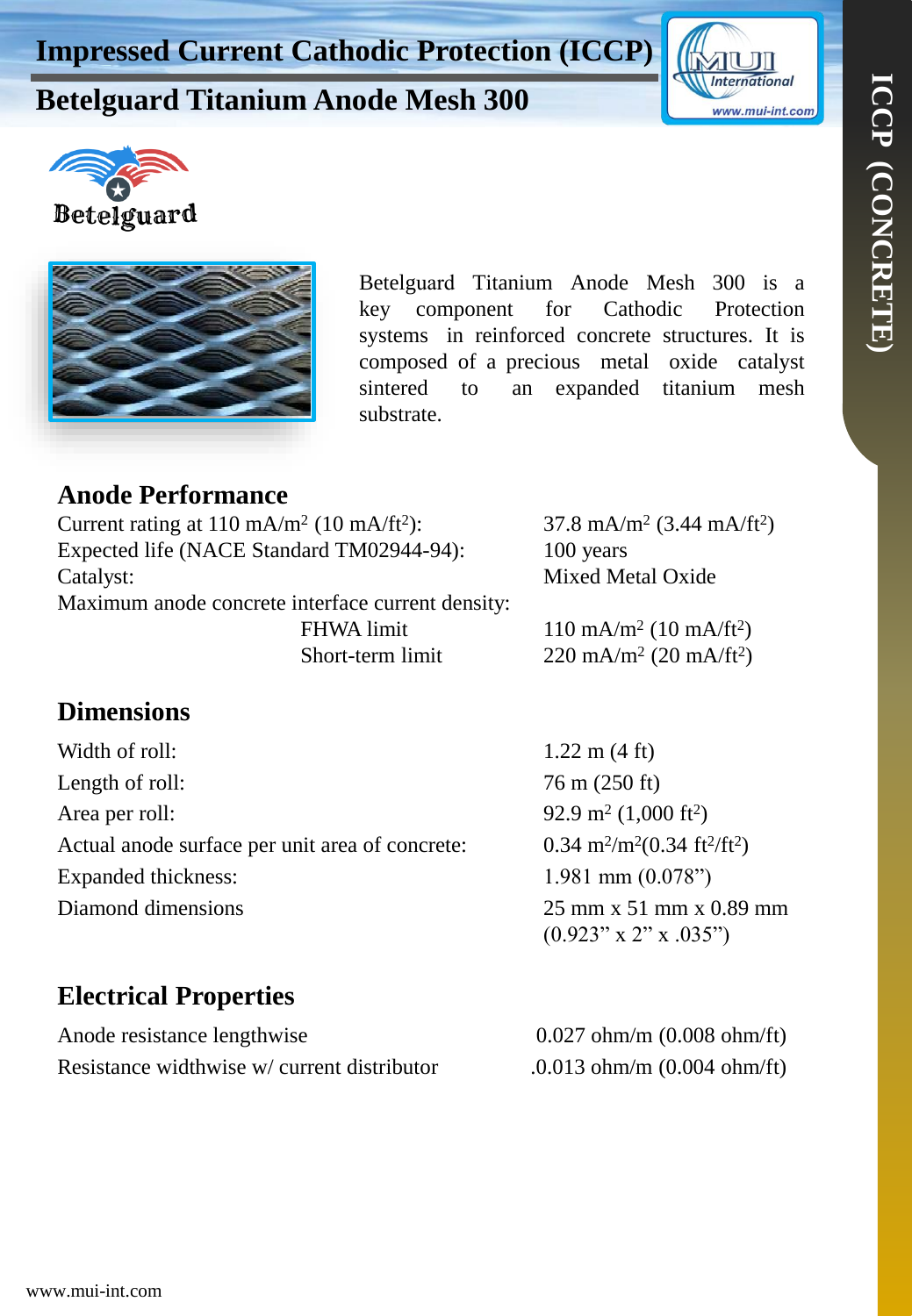# Impressed Current Cathodic Protection (ICCP)

## Betelguard Titanium Anode Mesh 300

ICCP (CONCRETE)

Betelguard

Betelguard Titanium Anode Mesh 300 is a key component for Cathodic Protection systems in reinforced concrete structures. It is composed of a precious metal oxide catalyst sintered to an expanded titanium mesh substrate.

### Anode Performance

| | |
|---|---|
| Current rating at 110 mA/m² (10 mA/ft²): | 37.8 mA/m² (3.44 mA/ft²) |
| Expected life (NACE Standard TM02944-94): | 100 years |
| Catalyst: | Mixed Metal Oxide |
| Maximum anode concrete interface current density: | |
| FHWA limit | 110 mA/m² (10 mA/ft²) |
| Short-term limit | 220 mA/m² (20 mA/ft²) |

### Dimensions

| | |
|---|---|
| Width of roll: | 1.22 m (4 ft) |
| Length of roll: | 76 m (250 ft) |
| Area per roll: | 92.9 m² (1,000 ft²) |
| Actual anode surface per unit area of concrete: | 0.34 m²/m²(0.34 ft²/ft²) |
| Expanded thickness: | 1.981 mm (0.078”) |
| Diamond dimensions | 25 mm x 51 mm x 0.89 mm (0.923” x 2” x .035”) |

### Electrical Properties

| | |
|---|---|
| Anode resistance lengthwise | 0.027 ohm/m (0.008 ohm/ft) |
| Resistance widthwise w/ current distributor | .0.013 ohm/m (0.004 ohm/ft) |

www.mui-int.com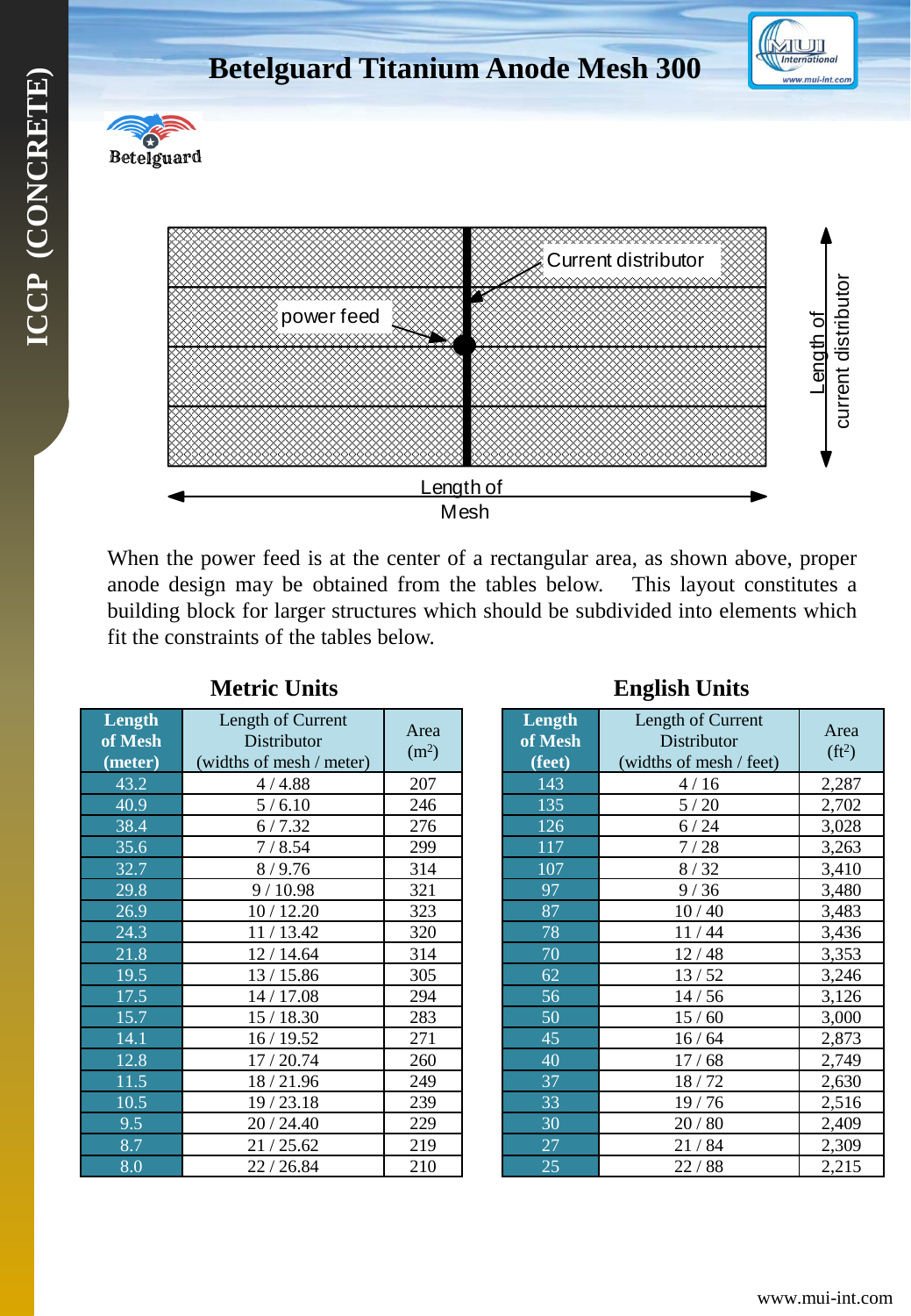# Betelguard Titanium Anode Mesh 300

Betelguard

ICCP (CONCRETE)

Current distributor

power feed

Length of current distributor

Length of Mesh

When the power feed is at the center of a rectangular area, as shown above, proper anode design may be obtained from the tables below. This layout constitutes a building block for larger structures which should be subdivided into elements which fit the constraints of the tables below.

### Metric Units

| Length of Mesh (meter) | Length of Current Distributor (widths of mesh / meter) | Area ($m^2$) |
|---|---|---|
| 43.2 | 4 / 4.88 | 207 |
| 40.9 | 5 / 6.10 | 246 |
| 38.4 | 6 / 7.32 | 276 |
| 35.6 | 7 / 8.54 | 299 |
| 32.7 | 8 / 9.76 | 314 |
| 29.8 | 9 / 10.98 | 321 |
| 26.9 | 10 / 12.20 | 323 |
| 24.3 | 11 / 13.42 | 320 |
| 21.8 | 12 / 14.64 | 314 |
| 19.5 | 13 / 15.86 | 305 |
| 17.5 | 14 / 17.08 | 294 |
| 15.7 | 15 / 18.30 | 283 |
| 14.1 | 16 / 19.52 | 271 |
| 12.8 | 17 / 20.74 | 260 |
| 11.5 | 18 / 21.96 | 249 |
| 10.5 | 19 / 23.18 | 239 |
| 9.5 | 20 / 24.40 | 229 |
| 8.7 | 21 / 25.62 | 219 |
| 8.0 | 22 / 26.84 | 210 |

### English Units

| Length of Mesh (feet) | Length of Current Distributor (widths of mesh / feet) | Area ($ft^2$) |
|---|---|---|
| 143 | 4 / 16 | 2,287 |
| 135 | 5 / 20 | 2,702 |
| 126 | 6 / 24 | 3,028 |
| 117 | 7 / 28 | 3,263 |
| 107 | 8 / 32 | 3,410 |
| 97 | 9 / 36 | 3,480 |
| 87 | 10 / 40 | 3,483 |
| 78 | 11 / 44 | 3,436 |
| 70 | 12 / 48 | 3,353 |
| 62 | 13 / 52 | 3,246 |
| 56 | 14 / 56 | 3,126 |
| 50 | 15 / 60 | 3,000 |
| 45 | 16 / 64 | 2,873 |
| 40 | 17 / 68 | 2,749 |
| 37 | 18 / 72 | 2,630 |
| 33 | 19 / 76 | 2,516 |
| 30 | 20 / 80 | 2,409 |
| 27 | 21 / 84 | 2,309 |
| 25 | 22 / 88 | 2,215 |

www.mui-int.com